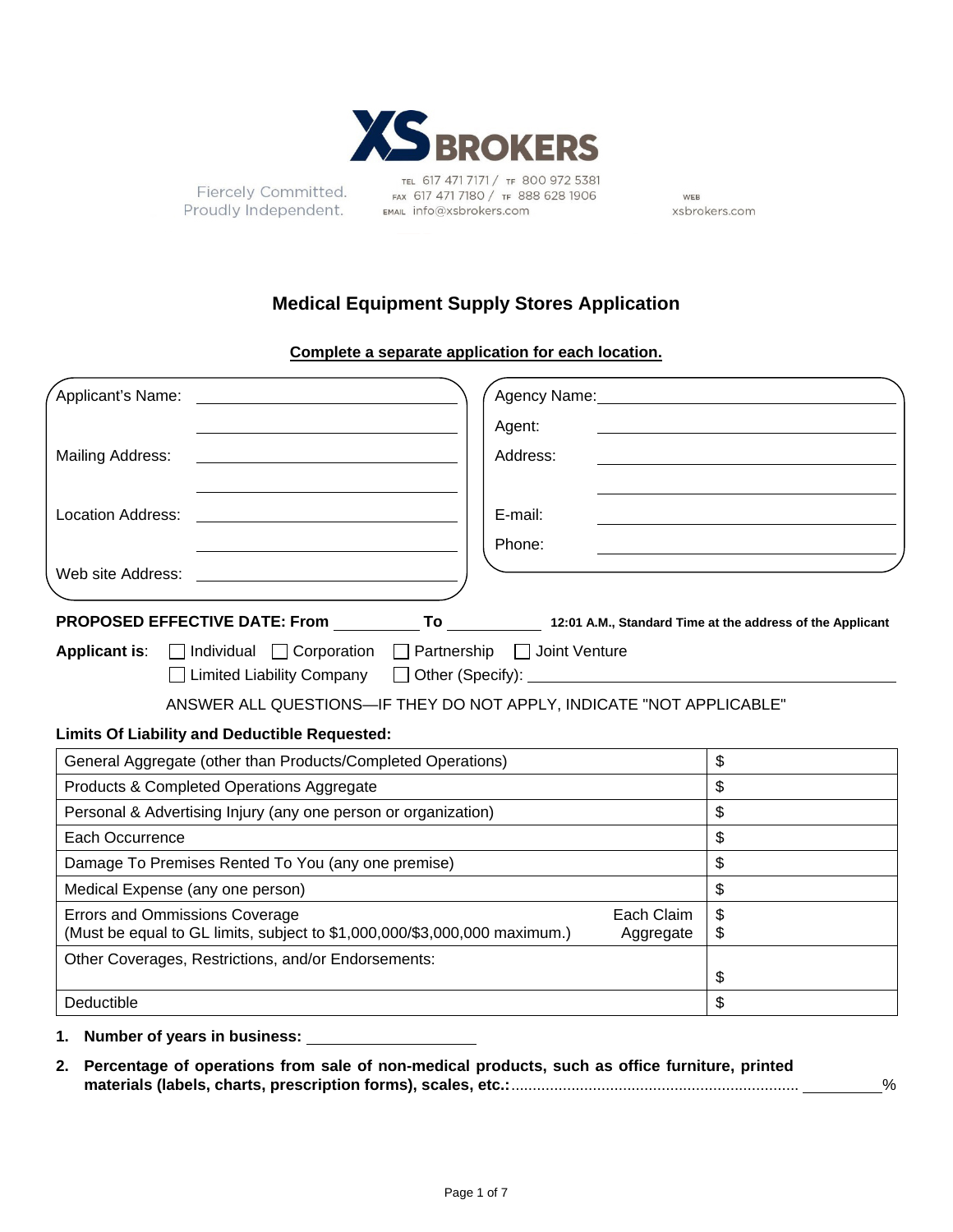XS BROKERS

Fiercely Committed.
Proudly Independent.

TEL 617 471 7171 / TF 800 972 5381
FAX 617 471 7180 / TF 888 628 1906
EMAIL info@xsbrokers.com

WEB xsbrokers.com

# Medical Equipment Supply Stores Application

**Complete a separate application for each location.**

Applicant's Name: ______________________

______________________

Mailing Address: ______________________

______________________

Location Address: ______________________

______________________

Web site Address: ______________________

Agency Name: ______________________

Agent: ______________________

Address: ______________________

______________________

E-mail: ______________________

Phone: ______________________

**PROPOSED EFFECTIVE DATE: From** __________ **To** __________ **12:01 A.M., Standard Time at the address of the Applicant**

**Applicant is**: ☐ Individual ☐ Corporation ☐ Partnership ☐ Joint Venture
☐ Limited Liability Company ☐ Other (Specify): ______________________

ANSWER ALL QUESTIONS—IF THEY DO NOT APPLY, INDICATE "NOT APPLICABLE"

**Limits Of Liability and Deductible Requested:**

| Coverage | | Amount |
|---|---|---|
| General Aggregate (other than Products/Completed Operations) | | $ |
| Products & Completed Operations Aggregate | | $ |
| Personal & Advertising Injury (any one person or organization) | | $ |
| Each Occurrence | | $ |
| Damage To Premises Rented To You (any one premise) | | $ |
| Medical Expense (any one person) | | $ |
| Errors and Ommissions Coverage (Must be equal to GL limits, subject to $1,000,000/$3,000,000 maximum.) | Each Claim<br>Aggregate | $<br>$ |
| Other Coverages, Restrictions, and/or Endorsements: | | $ |
| Deductible | | $ |

1. **Number of years in business:** ______________________

2. **Percentage of operations from sale of non-medical products, such as office furniture, printed materials (labels, charts, prescription forms), scales, etc.:**.................................................................. __________%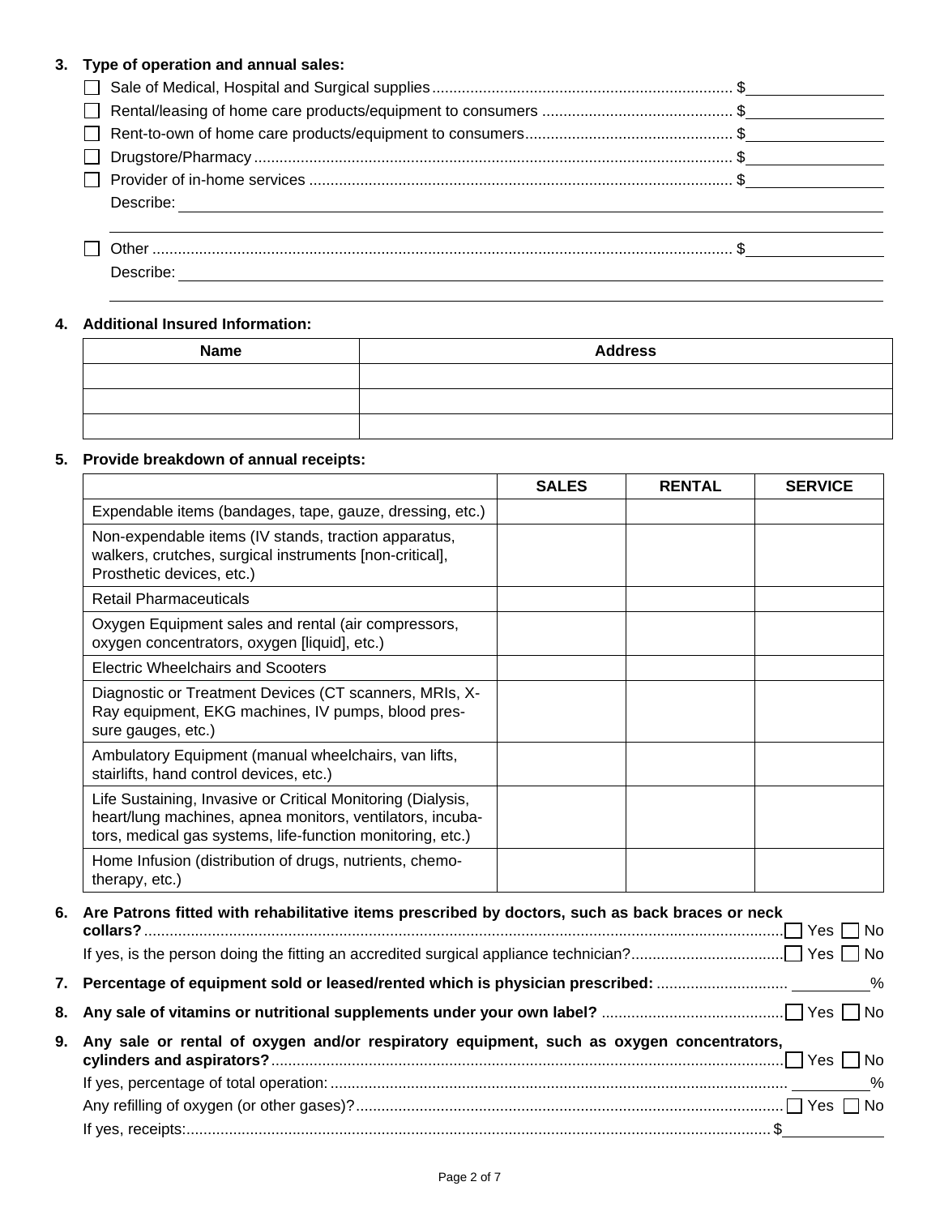**3. Type of operation and annual sales:**

- ☐ Sale of Medical, Hospital and Surgical supplies ........ $\_\_\_\_\_\_\_\_\_\_
- ☐ Rental/leasing of home care products/equipment to consumers ........ $\_\_\_\_\_\_\_\_\_\_
- ☐ Rent-to-own of home care products/equipment to consumers ........ $\_\_\_\_\_\_\_\_\_\_
- ☐ Drugstore/Pharmacy ........ $\_\_\_\_\_\_\_\_\_\_
- ☐ Provider of in-home services ........ $\_\_\_\_\_\_\_\_\_\_

  Describe: \_\_\_\_\_\_\_\_\_\_\_\_\_\_\_\_\_\_\_\_\_\_\_\_\_\_\_\_\_\_\_\_\_\_\_\_\_\_\_\_

- ☐ Other ........ $\_\_\_\_\_\_\_\_\_\_

  Describe: \_\_\_\_\_\_\_\_\_\_\_\_\_\_\_\_\_\_\_\_\_\_\_\_\_\_\_\_\_\_\_\_\_\_\_\_\_\_\_\_

**4. Additional Insured Information:**

| Name | Address |
|---|---|
| | |
| | |
| | |

**5. Provide breakdown of annual receipts:**

| | SALES | RENTAL | SERVICE |
|---|---|---|---|
| Expendable items (bandages, tape, gauze, dressing, etc.) | | | |
| Non-expendable items (IV stands, traction apparatus, walkers, crutches, surgical instruments [non-critical], Prosthetic devices, etc.) | | | |
| Retail Pharmaceuticals | | | |
| Oxygen Equipment sales and rental (air compressors, oxygen concentrators, oxygen [liquid], etc.) | | | |
| Electric Wheelchairs and Scooters | | | |
| Diagnostic or Treatment Devices (CT scanners, MRIs, X-Ray equipment, EKG machines, IV pumps, blood pressure gauges, etc.) | | | |
| Ambulatory Equipment (manual wheelchairs, van lifts, stairlifts, hand control devices, etc.) | | | |
| Life Sustaining, Invasive or Critical Monitoring (Dialysis, heart/lung machines, apnea monitors, ventilators, incubators, medical gas systems, life-function monitoring, etc.) | | | |
| Home Infusion (distribution of drugs, nutrients, chemotherapy, etc.) | | | |

**6. Are Patrons fitted with rehabilitative items prescribed by doctors, such as back braces or neck collars?** ........ ☐ Yes ☐ No

If yes, is the person doing the fitting an accredited surgical appliance technician? ........ ☐ Yes ☐ No

**7. Percentage of equipment sold or leased/rented which is physician prescribed:** ........ \_\_\_\_\_\_%

**8. Any sale of vitamins or nutritional supplements under your own label?** ........ ☐ Yes ☐ No

**9. Any sale or rental of oxygen and/or respiratory equipment, such as oxygen concentrators, cylinders and aspirators?** ........ ☐ Yes ☐ No

If yes, percentage of total operation: ........ \_\_\_\_\_\_%

Any refilling of oxygen (or other gases)? ........ ☐ Yes ☐ No

If yes, receipts: ........ $\_\_\_\_\_\_\_\_\_\_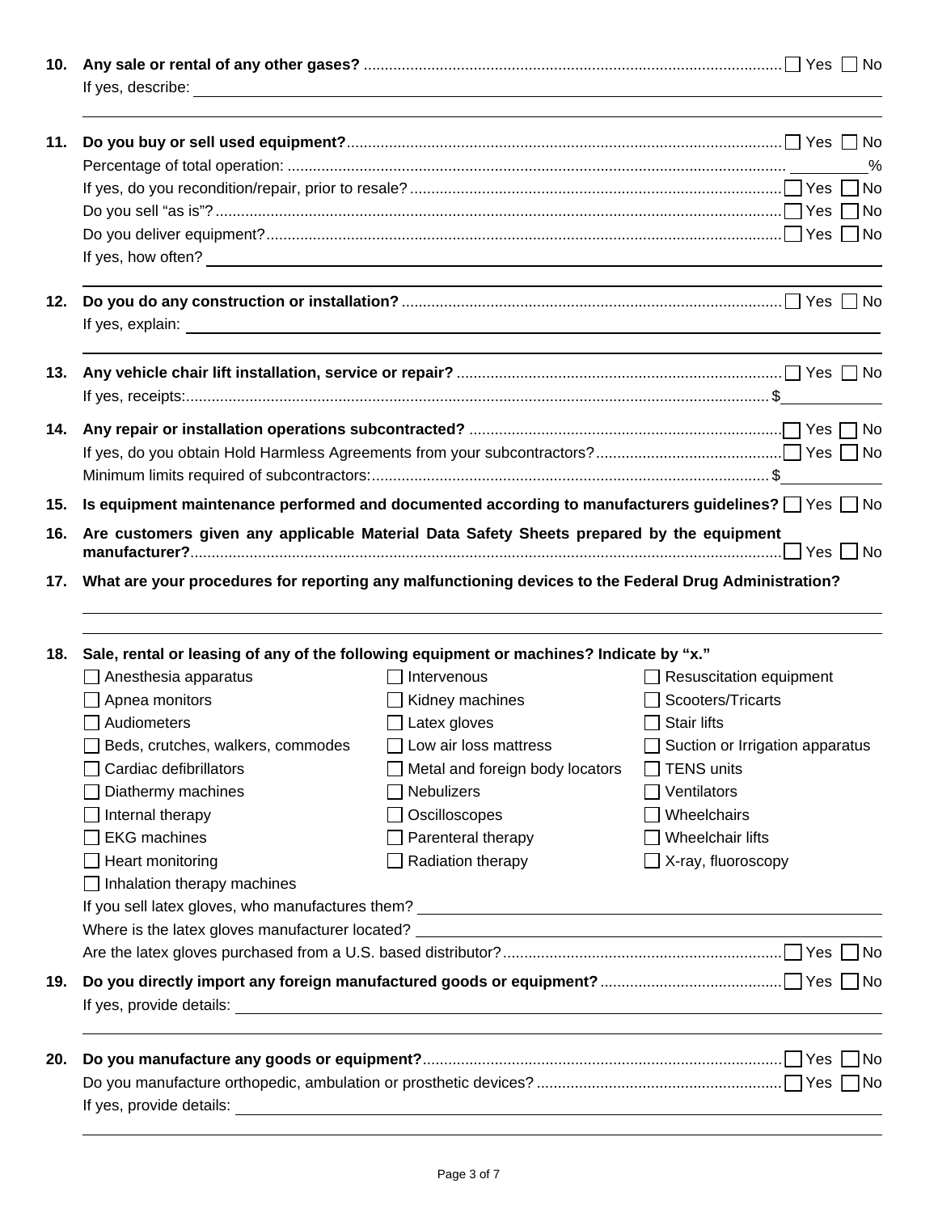**10. Any sale or rental of any other gases?** ☐ Yes ☐ No

If yes, describe: ____________________________________________

____________________________________________

**11. Do you buy or sell used equipment?** ☐ Yes ☐ No

Percentage of total operation: ________%

If yes, do you recondition/repair, prior to resale? ☐ Yes ☐ No

Do you sell "as is"? ☐ Yes ☐ No

Do you deliver equipment? ☐ Yes ☐ No

If yes, how often? ____________________________________________

____________________________________________

**12. Do you do any construction or installation?** ☐ Yes ☐ No

If yes, explain: ____________________________________________

____________________________________________

**13. Any vehicle chair lift installation, service or repair?** ☐ Yes ☐ No

If yes, receipts: $____________

**14. Any repair or installation operations subcontracted?** ☐ Yes ☐ No

If yes, do you obtain Hold Harmless Agreements from your subcontractors? ☐ Yes ☐ No

Minimum limits required of subcontractors: $____________

**15. Is equipment maintenance performed and documented according to manufacturers guidelines?** ☐ Yes ☐ No

**16. Are customers given any applicable Material Data Safety Sheets prepared by the equipment manufacturer?** ☐ Yes ☐ No

**17. What are your procedures for reporting any malfunctioning devices to the Federal Drug Administration?**

____________________________________________

____________________________________________

**18. Sale, rental or leasing of any of the following equipment or machines? Indicate by "x."**

| | | |
|---|---|---|
| ☐ Anesthesia apparatus | ☐ Intervenous | ☐ Resuscitation equipment |
| ☐ Apnea monitors | ☐ Kidney machines | ☐ Scooters/Tricarts |
| ☐ Audiometers | ☐ Latex gloves | ☐ Stair lifts |
| ☐ Beds, crutches, walkers, commodes | ☐ Low air loss mattress | ☐ Suction or Irrigation apparatus |
| ☐ Cardiac defibrillators | ☐ Metal and foreign body locators | ☐ TENS units |
| ☐ Diathermy machines | ☐ Nebulizers | ☐ Ventilators |
| ☐ Internal therapy | ☐ Oscilloscopes | ☐ Wheelchairs |
| ☐ EKG machines | ☐ Parenteral therapy | ☐ Wheelchair lifts |
| ☐ Heart monitoring | ☐ Radiation therapy | ☐ X-ray, fluoroscopy |
| ☐ Inhalation therapy machines | | |

If you sell latex gloves, who manufactures them? ____________________________________________

Where is the latex gloves manufacturer located? ____________________________________________

Are the latex gloves purchased from a U.S. based distributor? ☐ Yes ☐ No

**19. Do you directly import any foreign manufactured goods or equipment?** ☐ Yes ☐ No

If yes, provide details: ____________________________________________

____________________________________________

**20. Do you manufacture any goods or equipment?** ☐ Yes ☐ No

Do you manufacture orthopedic, ambulation or prosthetic devices? ☐ Yes ☐ No

If yes, provide details: ____________________________________________

____________________________________________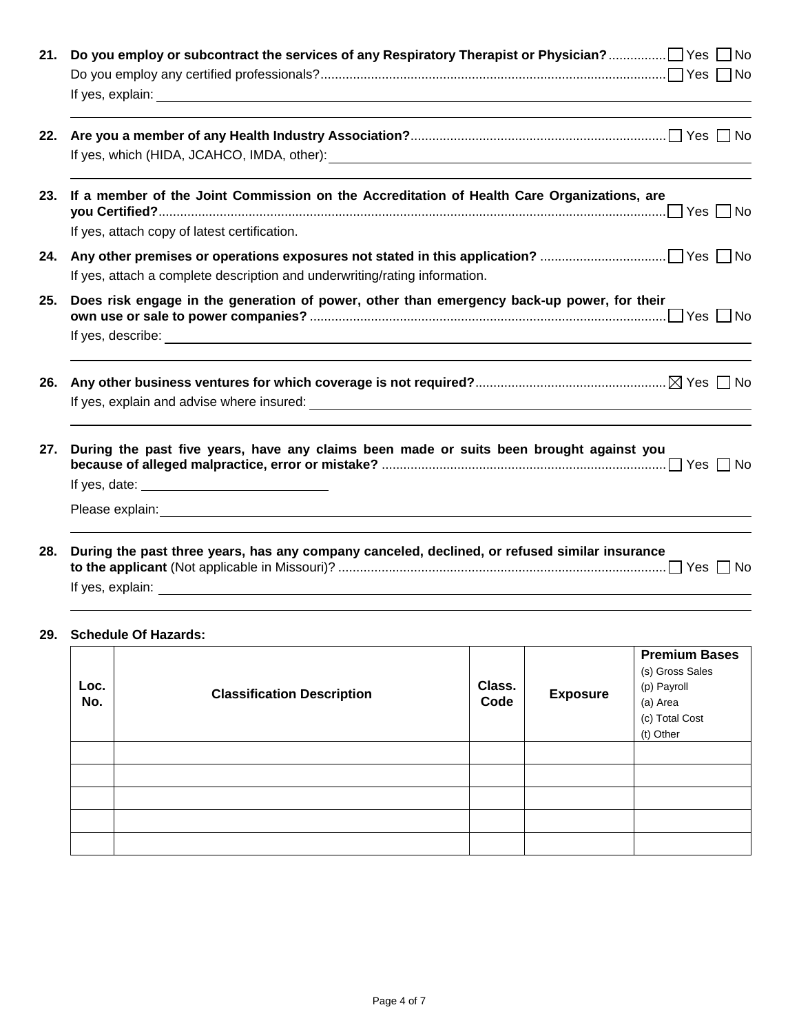**21. Do you employ or subcontract the services of any Respiratory Therapist or Physician?** ☐ Yes ☐ No

Do you employ any certified professionals? ☐ Yes ☐ No

If yes, explain: ______________________________

**22. Are you a member of any Health Industry Association?** ☐ Yes ☐ No

If yes, which (HIDA, JCAHCO, IMDA, other): ______________________________

**23. If a member of the Joint Commission on the Accreditation of Health Care Organizations, are you Certified?** ☐ Yes ☐ No

If yes, attach copy of latest certification.

**24. Any other premises or operations exposures not stated in this application?** ☐ Yes ☐ No

If yes, attach a complete description and underwriting/rating information.

**25. Does risk engage in the generation of power, other than emergency back-up power, for their own use or sale to power companies?** ☐ Yes ☐ No

If yes, describe: ______________________________

**26. Any other business ventures for which coverage is not required?** ☒ Yes ☐ No

If yes, explain and advise where insured: ______________________________

**27. During the past five years, have any claims been made or suits been brought against you because of alleged malpractice, error or mistake?** ☐ Yes ☐ No

If yes, date: ______________

Please explain: ______________________________

**28. During the past three years, has any company canceled, declined, or refused similar insurance to the applicant** (Not applicable in Missouri)? ☐ Yes ☐ No

If yes, explain: ______________________________

**29. Schedule Of Hazards:**

| Loc. No. | Classification Description | Class. Code | Exposure | Premium Bases (s) Gross Sales (p) Payroll (a) Area (c) Total Cost (t) Other |
|---|---|---|---|---|
| | | | | |
| | | | | |
| | | | | |
| | | | | |
| | | | | |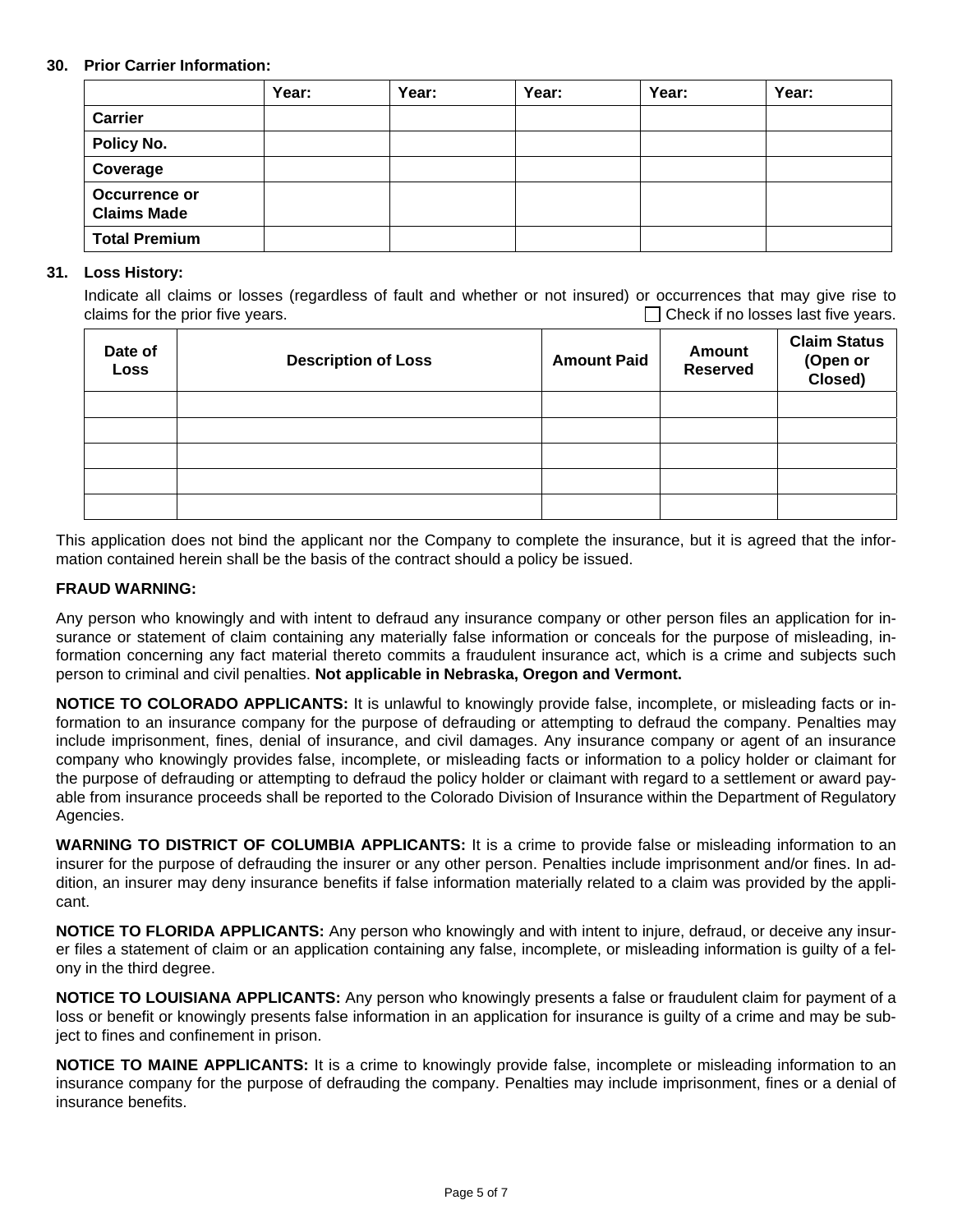**30. Prior Carrier Information:**

| | Year: | Year: | Year: | Year: | Year: |
|---|---|---|---|---|---|
| **Carrier** | | | | | |
| **Policy No.** | | | | | |
| **Coverage** | | | | | |
| **Occurrence or Claims Made** | | | | | |
| **Total Premium** | | | | | |

**31. Loss History:**

Indicate all claims or losses (regardless of fault and whether or not insured) or occurrences that may give rise to claims for the prior five years. ☐ Check if no losses last five years.

| Date of Loss | Description of Loss | Amount Paid | Amount Reserved | Claim Status (Open or Closed) |
|---|---|---|---|---|
| | | | | |
| | | | | |
| | | | | |
| | | | | |
| | | | | |

This application does not bind the applicant nor the Company to complete the insurance, but it is agreed that the information contained herein shall be the basis of the contract should a policy be issued.

**FRAUD WARNING:**

Any person who knowingly and with intent to defraud any insurance company or other person files an application for insurance or statement of claim containing any materially false information or conceals for the purpose of misleading, information concerning any fact material thereto commits a fraudulent insurance act, which is a crime and subjects such person to criminal and civil penalties. **Not applicable in Nebraska, Oregon and Vermont.**

**NOTICE TO COLORADO APPLICANTS:** It is unlawful to knowingly provide false, incomplete, or misleading facts or information to an insurance company for the purpose of defrauding or attempting to defraud the company. Penalties may include imprisonment, fines, denial of insurance, and civil damages. Any insurance company or agent of an insurance company who knowingly provides false, incomplete, or misleading facts or information to a policy holder or claimant for the purpose of defrauding or attempting to defraud the policy holder or claimant with regard to a settlement or award payable from insurance proceeds shall be reported to the Colorado Division of Insurance within the Department of Regulatory Agencies.

**WARNING TO DISTRICT OF COLUMBIA APPLICANTS:** It is a crime to provide false or misleading information to an insurer for the purpose of defrauding the insurer or any other person. Penalties include imprisonment and/or fines. In addition, an insurer may deny insurance benefits if false information materially related to a claim was provided by the applicant.

**NOTICE TO FLORIDA APPLICANTS:** Any person who knowingly and with intent to injure, defraud, or deceive any insurer files a statement of claim or an application containing any false, incomplete, or misleading information is guilty of a felony in the third degree.

**NOTICE TO LOUISIANA APPLICANTS:** Any person who knowingly presents a false or fraudulent claim for payment of a loss or benefit or knowingly presents false information in an application for insurance is guilty of a crime and may be subject to fines and confinement in prison.

**NOTICE TO MAINE APPLICANTS:** It is a crime to knowingly provide false, incomplete or misleading information to an insurance company for the purpose of defrauding the company. Penalties may include imprisonment, fines or a denial of insurance benefits.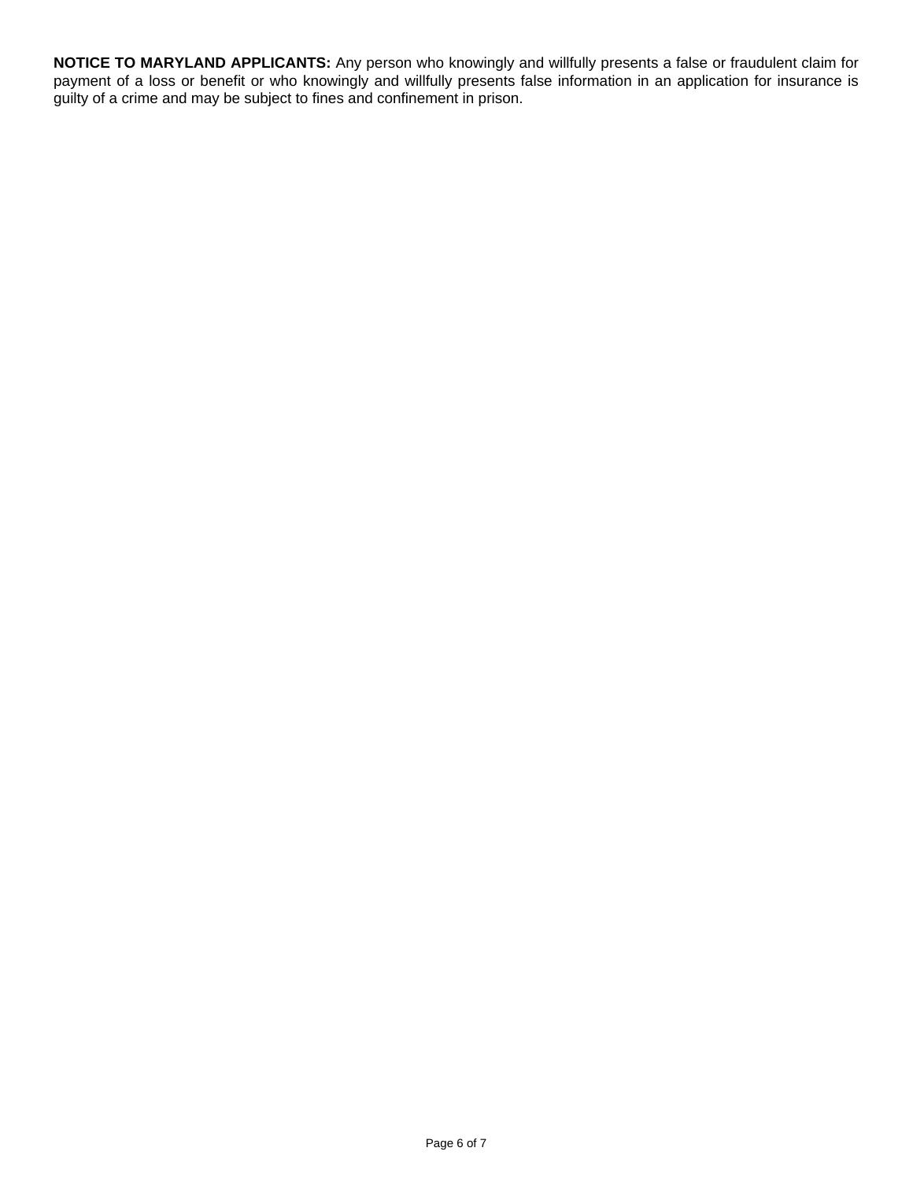**NOTICE TO MARYLAND APPLICANTS:** Any person who knowingly and willfully presents a false or fraudulent claim for payment of a loss or benefit or who knowingly and willfully presents false information in an application for insurance is guilty of a crime and may be subject to fines and confinement in prison.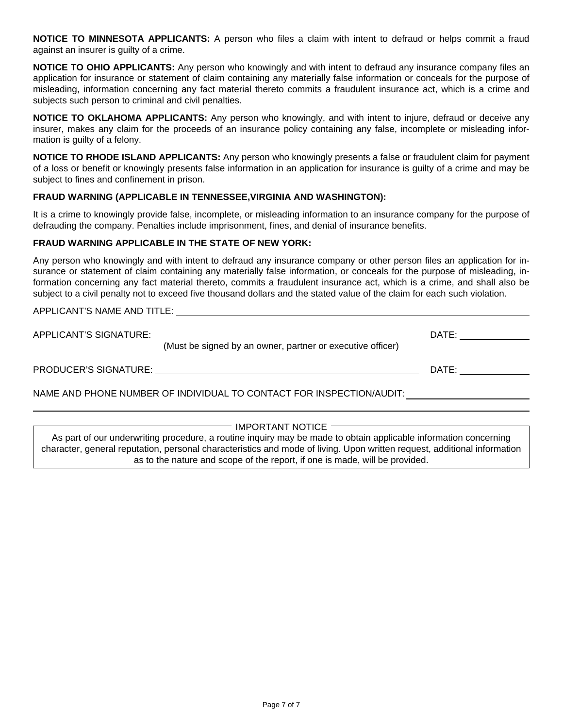**NOTICE TO MINNESOTA APPLICANTS:** A person who files a claim with intent to defraud or helps commit a fraud against an insurer is guilty of a crime.

**NOTICE TO OHIO APPLICANTS:** Any person who knowingly and with intent to defraud any insurance company files an application for insurance or statement of claim containing any materially false information or conceals for the purpose of misleading, information concerning any fact material thereto commits a fraudulent insurance act, which is a crime and subjects such person to criminal and civil penalties.

**NOTICE TO OKLAHOMA APPLICANTS:** Any person who knowingly, and with intent to injure, defraud or deceive any insurer, makes any claim for the proceeds of an insurance policy containing any false, incomplete or misleading information is guilty of a felony.

**NOTICE TO RHODE ISLAND APPLICANTS:** Any person who knowingly presents a false or fraudulent claim for payment of a loss or benefit or knowingly presents false information in an application for insurance is guilty of a crime and may be subject to fines and confinement in prison.

**FRAUD WARNING (APPLICABLE IN TENNESSEE,VIRGINIA AND WASHINGTON):**

It is a crime to knowingly provide false, incomplete, or misleading information to an insurance company for the purpose of defrauding the company. Penalties include imprisonment, fines, and denial of insurance benefits.

**FRAUD WARNING APPLICABLE IN THE STATE OF NEW YORK:**

Any person who knowingly and with intent to defraud any insurance company or other person files an application for insurance or statement of claim containing any materially false information, or conceals for the purpose of misleading, information concerning any fact material thereto, commits a fraudulent insurance act, which is a crime, and shall also be subject to a civil penalty not to exceed five thousand dollars and the stated value of the claim for each such violation.

APPLICANT'S NAME AND TITLE: ____________________

APPLICANT'S SIGNATURE: ____________________ DATE: __________
(Must be signed by an owner, partner or executive officer)

PRODUCER'S SIGNATURE: ____________________ DATE: __________

NAME AND PHONE NUMBER OF INDIVIDUAL TO CONTACT FOR INSPECTION/AUDIT: ____________________

IMPORTANT NOTICE

As part of our underwriting procedure, a routine inquiry may be made to obtain applicable information concerning character, general reputation, personal characteristics and mode of living. Upon written request, additional information as to the nature and scope of the report, if one is made, will be provided.